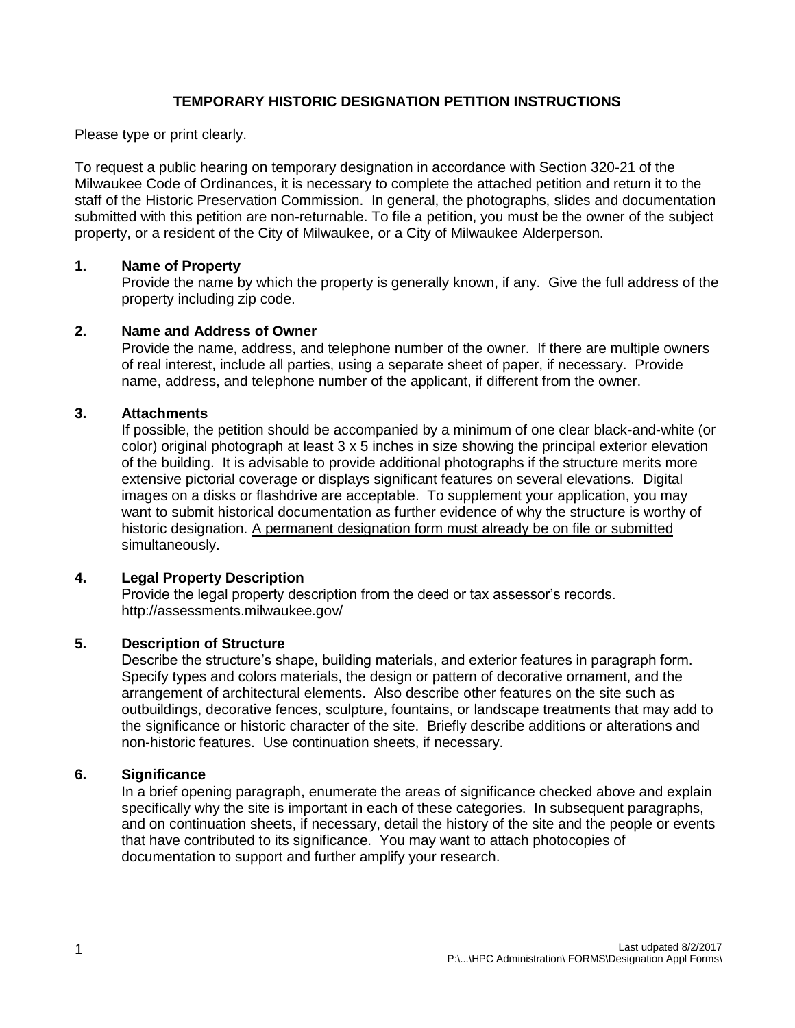# TEMPORARY HISTORIC DESIGNATION PETITION INSTRUCTIONS

Please type or print clearly.

To request a public hearing on temporary designation in accordance with Section 320-21 of the Milwaukee Code of Ordinances, it is necessary to complete the attached petition and return it to the staff of the Historic Preservation Commission. In general, the photographs, slides and documentation submitted with this petition are non-returnable. To file a petition, you must be the owner of the subject property, or a resident of the City of Milwaukee, or a City of Milwaukee Alderperson.

**1. Name of Property**

Provide the name by which the property is generally known, if any. Give the full address of the property including zip code.

**2. Name and Address of Owner**

Provide the name, address, and telephone number of the owner. If there are multiple owners of real interest, include all parties, using a separate sheet of paper, if necessary. Provide name, address, and telephone number of the applicant, if different from the owner.

**3. Attachments**

If possible, the petition should be accompanied by a minimum of one clear black-and-white (or color) original photograph at least 3 x 5 inches in size showing the principal exterior elevation of the building. It is advisable to provide additional photographs if the structure merits more extensive pictorial coverage or displays significant features on several elevations. Digital images on a disks or flashdrive are acceptable. To supplement your application, you may want to submit historical documentation as further evidence of why the structure is worthy of historic designation. <u>A permanent designation form must already be on file or submitted simultaneously.</u>

**4. Legal Property Description**

Provide the legal property description from the deed or tax assessor's records. http://assessments.milwaukee.gov/

**5. Description of Structure**

Describe the structure's shape, building materials, and exterior features in paragraph form. Specify types and colors materials, the design or pattern of decorative ornament, and the arrangement of architectural elements. Also describe other features on the site such as outbuildings, decorative fences, sculpture, fountains, or landscape treatments that may add to the significance or historic character of the site. Briefly describe additions or alterations and non-historic features. Use continuation sheets, if necessary.

**6. Significance**

In a brief opening paragraph, enumerate the areas of significance checked above and explain specifically why the site is important in each of these categories. In subsequent paragraphs, and on continuation sheets, if necessary, detail the history of the site and the people or events that have contributed to its significance. You may want to attach photocopies of documentation to support and further amplify your research.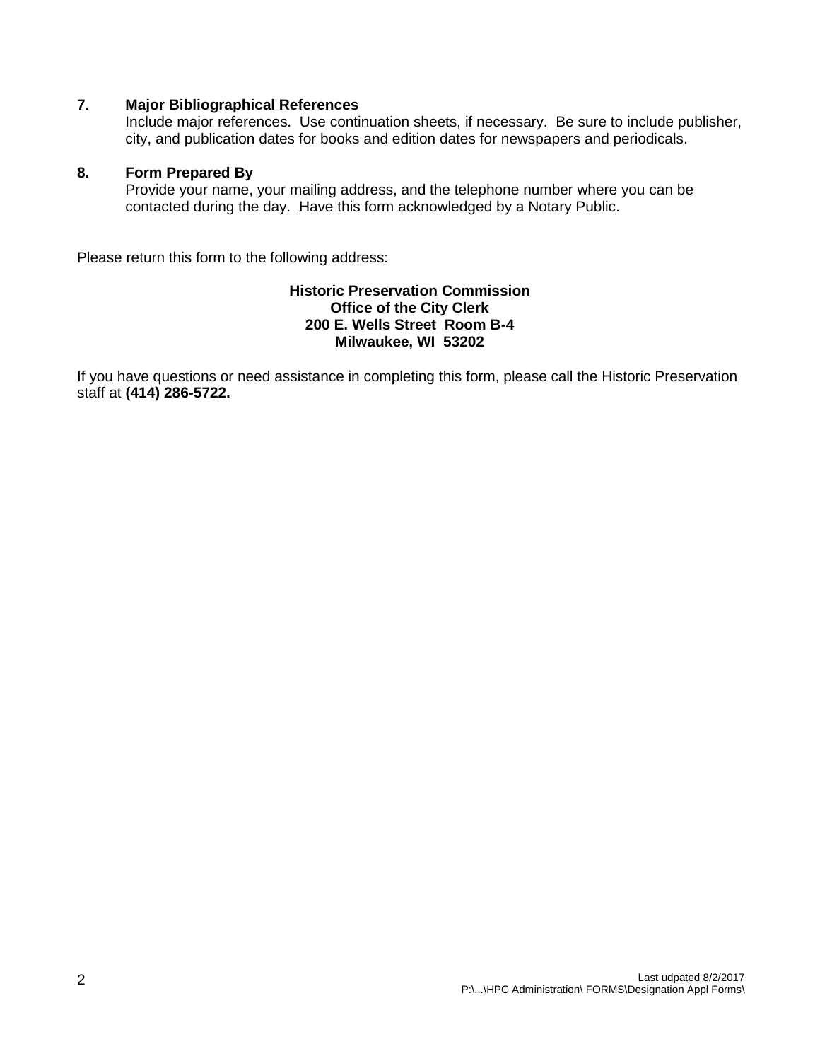**7. Major Bibliographical References**

Include major references. Use continuation sheets, if necessary. Be sure to include publisher, city, and publication dates for books and edition dates for newspapers and periodicals.

**8. Form Prepared By**

Provide your name, your mailing address, and the telephone number where you can be contacted during the day. <u>Have this form acknowledged by a Notary Public</u>.

Please return this form to the following address:

**Historic Preservation Commission**
**Office of the City Clerk**
**200 E. Wells Street Room B-4**
**Milwaukee, WI 53202**

If you have questions or need assistance in completing this form, please call the Historic Preservation staff at **(414) 286-5722.**

Last udpated 8/2/2017
P:\...\HPC Administration\ FORMS\Designation Appl Forms\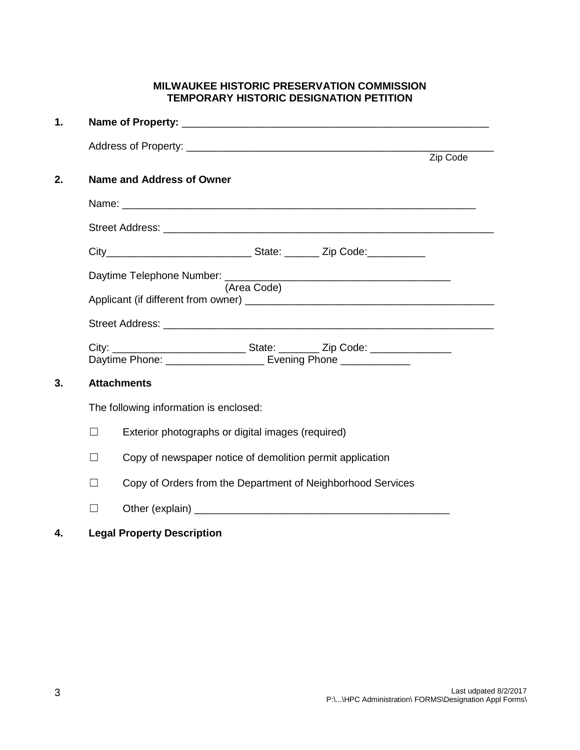**MILWAUKEE HISTORIC PRESERVATION COMMISSION**
**TEMPORARY HISTORIC DESIGNATION PETITION**

**1. Name of Property:** _______________________________________________________

Address of Property: _______________________________________________________
Zip Code

**2. Name and Address of Owner**

Name: _______________________________________________________________

Street Address: ___________________________________________________________

City_________________________ State: ______ Zip Code:__________

Daytime Telephone Number: _______________________________________
(Area Code)

Applicant (if different from owner) __________________________________________

Street Address: ___________________________________________________________

City: _______________________ State: _______ Zip Code: ______________
Daytime Phone: _________________ Evening Phone ____________

**3. Attachments**

The following information is enclosed:

☐ Exterior photographs or digital images (required)

☐ Copy of newspaper notice of demolition permit application

☐ Copy of Orders from the Department of Neighborhood Services

☐ Other (explain) ____________________________________________

**4. Legal Property Description**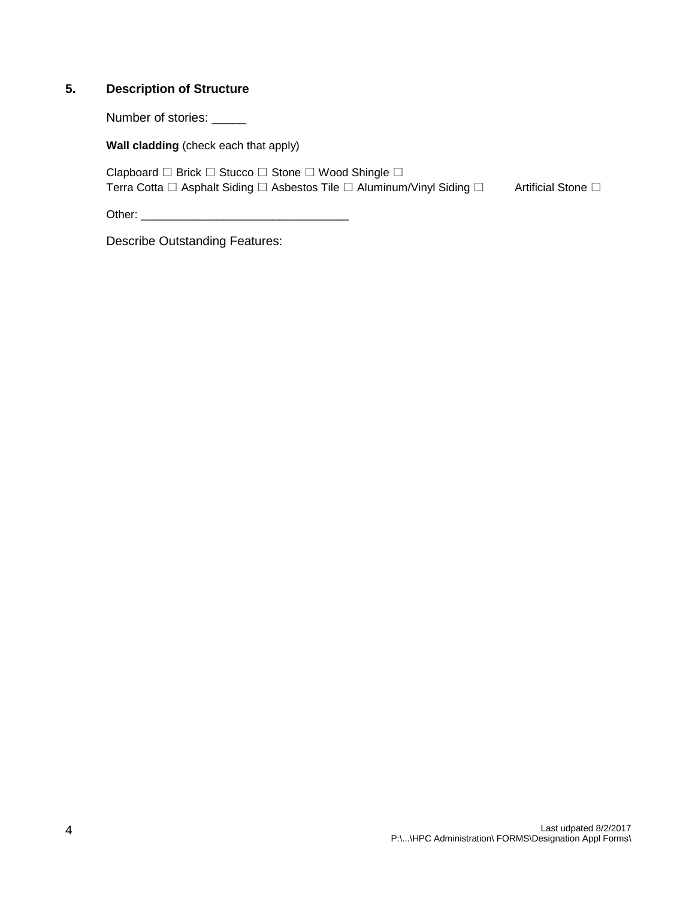## 5. Description of Structure

Number of stories: _____

**Wall cladding** (check each that apply)

Clapboard ☐ Brick ☐ Stucco ☐ Stone ☐ Wood Shingle ☐
Terra Cotta ☐ Asphalt Siding ☐ Asbestos Tile ☐ Aluminum/Vinyl Siding ☐ Artificial Stone ☐

Other: ________________________________

Describe Outstanding Features:

Last udpated 8/2/2017
P:\...\HPC Administration\ FORMS\Designation Appl Forms\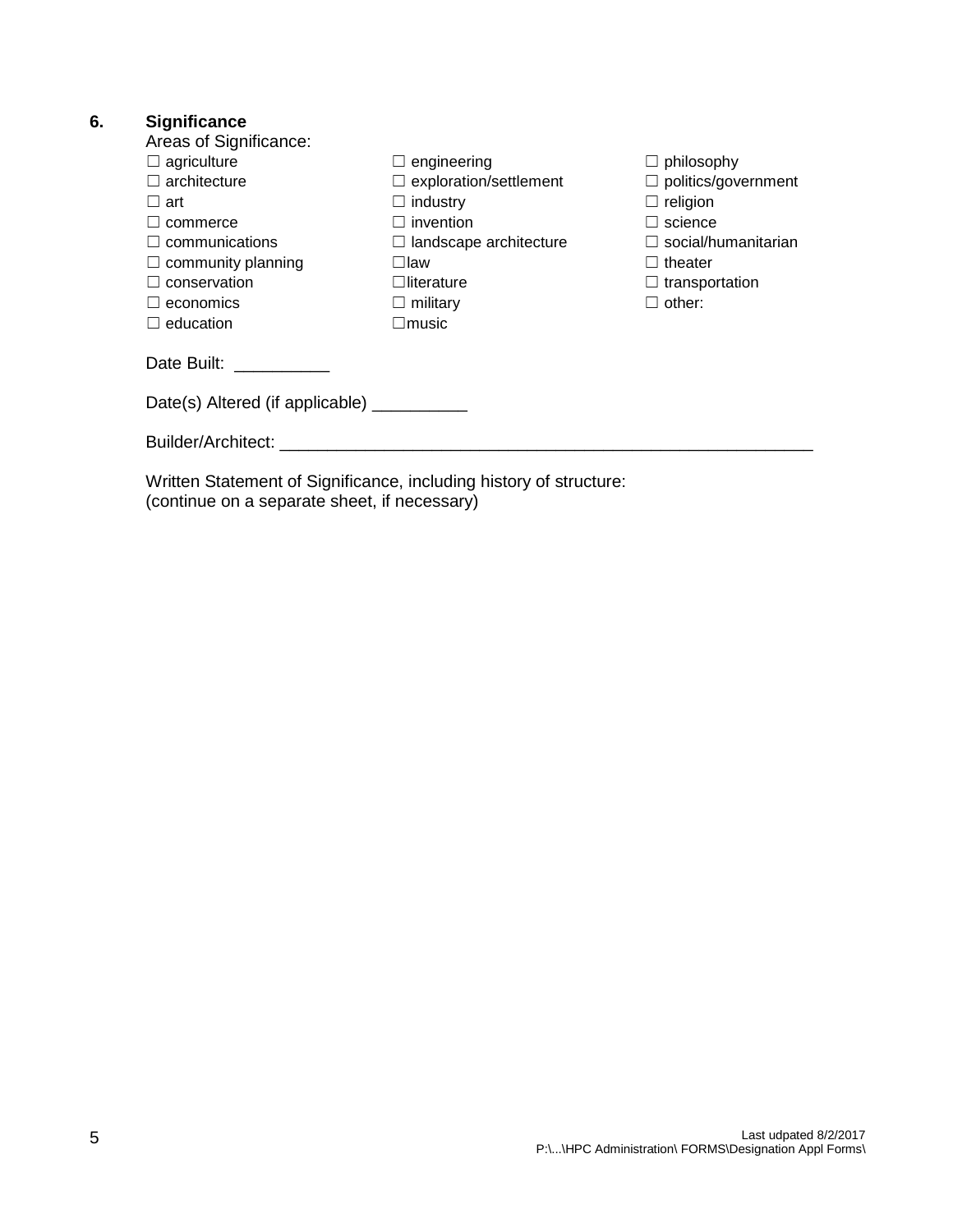## 6. Significance

Areas of Significance:

☐ agriculture
☐ architecture
☐ art
☐ commerce
☐ communications
☐ community planning
☐ conservation
☐ economics
☐ education
☐ engineering
☐ exploration/settlement
☐ industry
☐ invention
☐ landscape architecture
☐law
☐literature
☐ military
☐music
☐ philosophy
☐ politics/government
☐ religion
☐ science
☐ social/humanitarian
☐ theater
☐ transportation
☐ other:

Date Built: __________

Date(s) Altered (if applicable) __________

Builder/Architect: ___________________________________________________________

Written Statement of Significance, including history of structure:
(continue on a separate sheet, if necessary)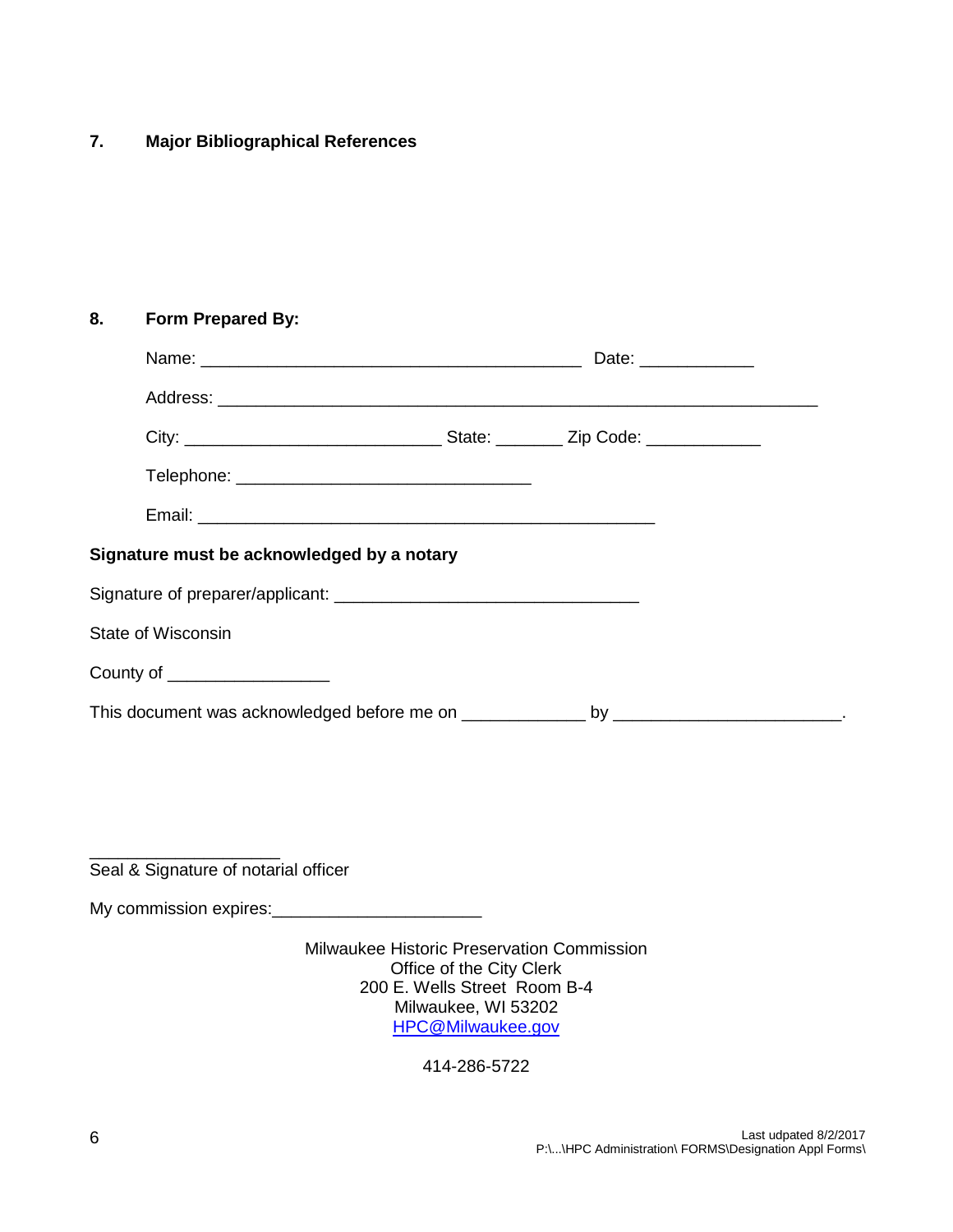## 7. Major Bibliographical References

## 8. Form Prepared By:

Name: ________________________________________ Date: ____________

Address: _______________________________________________________________

City: ___________________________ State: _______ Zip Code: ____________

Telephone: _______________________________

Email: ________________________________________________

**Signature must be acknowledged by a notary**

Signature of preparer/applicant: ________________________________

State of Wisconsin

County of _________________

This document was acknowledged before me on _____________ by _______________________.

____________________

Seal & Signature of notarial officer

My commission expires:______________________

Milwaukee Historic Preservation Commission
Office of the City Clerk
200 E. Wells Street Room B-4
Milwaukee, WI 53202
HPC@Milwaukee.gov

414-286-5722

Last udpated 8/2/2017
P:\...\HPC Administration\ FORMS\Designation Appl Forms\